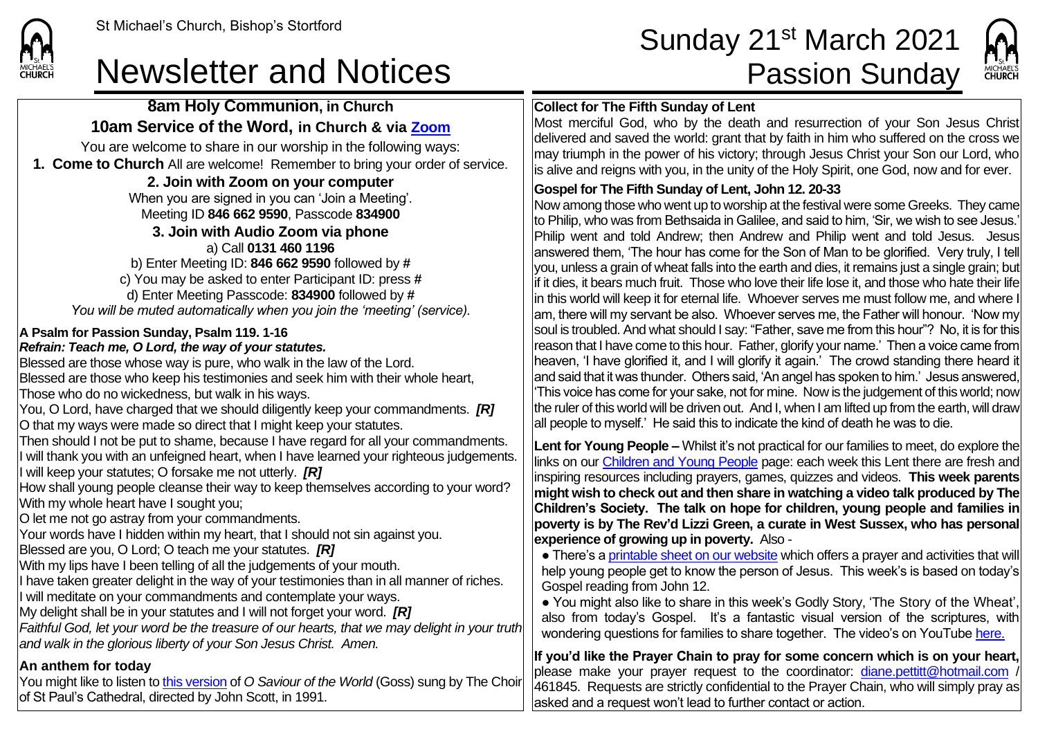St Michael's Church, Bishop's Stortford

# Newsletter and Notices

# Sunday 21st March 2021 Passion Sunday

## 8am Holy Communion, in Church

## 10am Service of the Word, in Church & via Zoom

You are welcome to share in our worship in the following ways:

**1. Come to Church** All are welcome! Remember to bring your order of service.

**2. Join with Zoom on your computer**

When you are signed in you can 'Join a Meeting'.
Meeting ID **846 662 9590**, Passcode **834900**

**3. Join with Audio Zoom via phone**

a) Call **0131 460 1196**
b) Enter Meeting ID: **846 662 9590** followed by **#**
c) You may be asked to enter Participant ID: press **#**
d) Enter Meeting Passcode: **834900** followed by **#**
*You will be muted automatically when you join the 'meeting' (service).*

**A Psalm for Passion Sunday, Psalm 119. 1-16**
***Refrain: Teach me, O Lord, the way of your statutes.***

Blessed are those whose way is pure, who walk in the law of the Lord.
Blessed are those who keep his testimonies and seek him with their whole heart,
Those who do no wickedness, but walk in his ways.
You, O Lord, have charged that we should diligently keep your commandments. ***[R]***
O that my ways were made so direct that I might keep your statutes.
Then should I not be put to shame, because I have regard for all your commandments.
I will thank you with an unfeigned heart, when I have learned your righteous judgements.
I will keep your statutes; O forsake me not utterly. ***[R]***
How shall young people cleanse their way to keep themselves according to your word?
With my whole heart have I sought you;
O let me not go astray from your commandments.
Your words have I hidden within my heart, that I should not sin against you.
Blessed are you, O Lord; O teach me your statutes. ***[R]***
With my lips have I been telling of all the judgements of your mouth.
I have taken greater delight in the way of your testimonies than in all manner of riches.
I will meditate on your commandments and contemplate your ways.
My delight shall be in your statutes and I will not forget your word. ***[R]***
*Faithful God, let your word be the treasure of our hearts, that we may delight in your truth and walk in the glorious liberty of your Son Jesus Christ. Amen.*

**An anthem for today**

You might like to listen to this version of *O Saviour of the World* (Goss) sung by The Choir of St Paul's Cathedral, directed by John Scott, in 1991.

**Collect for The Fifth Sunday of Lent**

Most merciful God, who by the death and resurrection of your Son Jesus Christ delivered and saved the world: grant that by faith in him who suffered on the cross we may triumph in the power of his victory; through Jesus Christ your Son our Lord, who is alive and reigns with you, in the unity of the Holy Spirit, one God, now and for ever.

**Gospel for The Fifth Sunday of Lent, John 12. 20-33**

Now among those who went up to worship at the festival were some Greeks. They came to Philip, who was from Bethsaida in Galilee, and said to him, 'Sir, we wish to see Jesus.' Philip went and told Andrew; then Andrew and Philip went and told Jesus. Jesus answered them, 'The hour has come for the Son of Man to be glorified. Very truly, I tell you, unless a grain of wheat falls into the earth and dies, it remains just a single grain; but if it dies, it bears much fruit. Those who love their life lose it, and those who hate their life in this world will keep it for eternal life. Whoever serves me, must follow me, and where I am, there will my servant be also. Whoever serves me, the Father will honour. 'Now my soul is troubled. And what should I say: "Father, save me from this hour"? No, it is for this reason that I have come to this hour. Father, glorify your name.' Then a voice came from heaven, 'I have glorified it, and I will glorify it again.' The crowd standing there heard it and said that it was thunder. Others said, 'An angel has spoken to him.' Jesus answered, 'This voice has come for your sake, not for mine. Now is the judgement of this world; now the ruler of this world will be driven out. And I, when I am lifted up from the earth, will draw all people to myself.' He said this to indicate the kind of death he was to die.

**Lent for Young People –** Whilst it's not practical for our families to meet, do explore the links on our Children and Young People page: each week this Lent there are fresh and inspiring resources including prayers, games, quizzes and videos. **This week parents might wish to check out and then share in watching a video talk produced by The Children's Society. The talk on hope for children, young people and families in poverty is by The Rev'd Lizzi Green, a curate in West Sussex, who has personal experience of growing up in poverty.** Also -

- There's a printable sheet on our website which offers a prayer and activities that will help young people get to know the person of Jesus. This week's is based on today's Gospel reading from John 12.
- You might also like to share in this week's Godly Story, 'The Story of the Wheat', also from today's Gospel. It's a fantastic visual version of the scriptures, with wondering questions for families to share together. The video's on YouTube here.

**If you'd like the Prayer Chain to pray for some concern which is on your heart,** please make your prayer request to the coordinator: diane.pettitt@hotmail.com / 461845. Requests are strictly confidential to the Prayer Chain, who will simply pray as asked and a request won't lead to further contact or action.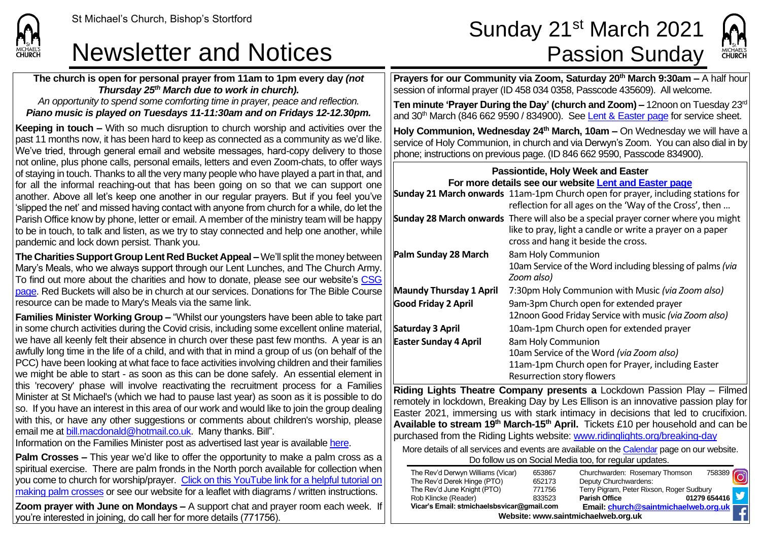St Michael's Church, Bishop's Stortford

# Newsletter and Notices

# Sunday 21st March 2021 Passion Sunday

**The church is open for personal prayer from 11am to 1pm every day** ***(not Thursday 25th March due to work in church).***

*An opportunity to spend some comforting time in prayer, peace and reflection.*
***Piano music is played on Tuesdays 11-11:30am and on Fridays 12-12.30pm.***

**Keeping in touch –** With so much disruption to church worship and activities over the past 11 months now, it has been hard to keep as connected as a community as we'd like. We've tried, through general email and website messages, hard-copy delivery to those not online, plus phone calls, personal emails, letters and even Zoom-chats, to offer ways of staying in touch. Thanks to all the very many people who have played a part in that, and for all the informal reaching-out that has been going on so that we can support one another. Above all let's keep one another in our regular prayers. But if you feel you've 'slipped the net' and missed having contact with anyone from church for a while, do let the Parish Office know by phone, letter or email. A member of the ministry team will be happy to be in touch, to talk and listen, as we try to stay connected and help one another, while pandemic and lock down persist. Thank you.

**The Charities Support Group Lent Red Bucket Appeal –** We'll split the money between Mary's Meals, who we always support through our Lent Lunches, and The Church Army. To find out more about the charities and how to donate, please see our website's CSG page. Red Buckets will also be in church at our services. Donations for The Bible Course resource can be made to Mary's Meals via the same link.

**Families Minister Working Group –** "Whilst our youngsters have been able to take part in some church activities during the Covid crisis, including some excellent online material, we have all keenly felt their absence in church over these past few months. A year is an awfully long time in the life of a child, and with that in mind a group of us (on behalf of the PCC) have been looking at what face to face activities involving children and their families we might be able to start - as soon as this can be done safely. An essential element in this 'recovery' phase will involve reactivating the recruitment process for a Families Minister at St Michael's (which we had to pause last year) as soon as it is possible to do so. If you have an interest in this area of our work and would like to join the group dealing with this, or have any other suggestions or comments about children's worship, please email me at bill.macdonald@hotmail.co.uk. Many thanks. Bill".
Information on the Families Minister post as advertised last year is available here.

**Palm Crosses –** This year we'd like to offer the opportunity to make a palm cross as a spiritual exercise. There are palm fronds in the North porch available for collection when you come to church for worship/prayer. Click on this YouTube link for a helpful tutorial on making palm crosses or see our website for a leaflet with diagrams / written instructions.

**Zoom prayer with June on Mondays –** A support chat and prayer room each week. If you're interested in joining, do call her for more details (771756).

**Prayers for our Community via Zoom, Saturday 20th March 9:30am –** A half hour session of informal prayer (ID 458 034 0358, Passcode 435609). All welcome.

**Ten minute 'Prayer During the Day' (church and Zoom) –** 12noon on Tuesday 23rd and 30th March (846 662 9590 / 834900). See Lent & Easter page for service sheet.

**Holy Communion, Wednesday 24th March, 10am –** On Wednesday we will have a service of Holy Communion, in church and via Derwyn's Zoom. You can also dial in by phone; instructions on previous page. (ID 846 662 9590, Passcode 834900).

### Passiontide, Holy Week and Easter

**For more details see our website Lent and Easter page**

| | |
|---|---|
| **Sunday 21 March onwards** | 11am-1pm Church open for prayer, including stations for reflection for all ages on the 'Way of the Cross', then … |
| **Sunday 28 March onwards** | There will also be a special prayer corner where you might like to pray, light a candle or write a prayer on a paper cross and hang it beside the cross. |
| **Palm Sunday 28 March** | 8am Holy Communion<br>10am Service of the Word including blessing of palms *(via Zoom also)* |
| **Maundy Thursday 1 April** | 7:30pm Holy Communion with Music *(via Zoom also)* |
| **Good Friday 2 April** | 9am-3pm Church open for extended prayer<br>12noon Good Friday Service with music *(via Zoom also)* |
| **Saturday 3 April** | 10am-1pm Church open for extended prayer |
| **Easter Sunday 4 April** | 8am Holy Communion<br>10am Service of the Word *(via Zoom also)*<br>11am-1pm Church open for Prayer, including Easter Resurrection story flowers |

**Riding Lights Theatre Company presents a** Lockdown Passion Play – Filmed remotely in lockdown, Breaking Day by Les Ellison is an innovative passion play for Easter 2021, immersing us with stark intimacy in decisions that led to crucifixion. **Available to stream 19th March-15th April.** Tickets £10 per household and can be purchased from the Riding Lights website: www.ridinglights.org/breaking-day

More details of all services and events are available on the Calendar page on our website.
Do follow us on Social Media too, for regular updates.

| | | | |
|---|---|---|---|
| The Rev'd Derwyn Williams (Vicar) | 653867 | Churchwarden: Rosemary Thomson | 758389 |
| The Rev'd Derek Hinge (PTO) | 652173 | Deputy Churchwardens: | |
| The Rev'd June Knight (PTO) | 771756 | Terry Pigram, Peter Rixson, Roger Sudbury | |
| Rob Klincke (Reader) | 833523 | **Parish Office** | **01279 654416** |
| **Vicar's Email: stmichaelsbsvicar@gmail.com** | | **Email: church@saintmichaelweb.org.uk** | |

**Website: www.saintmichaelweb.org.uk**